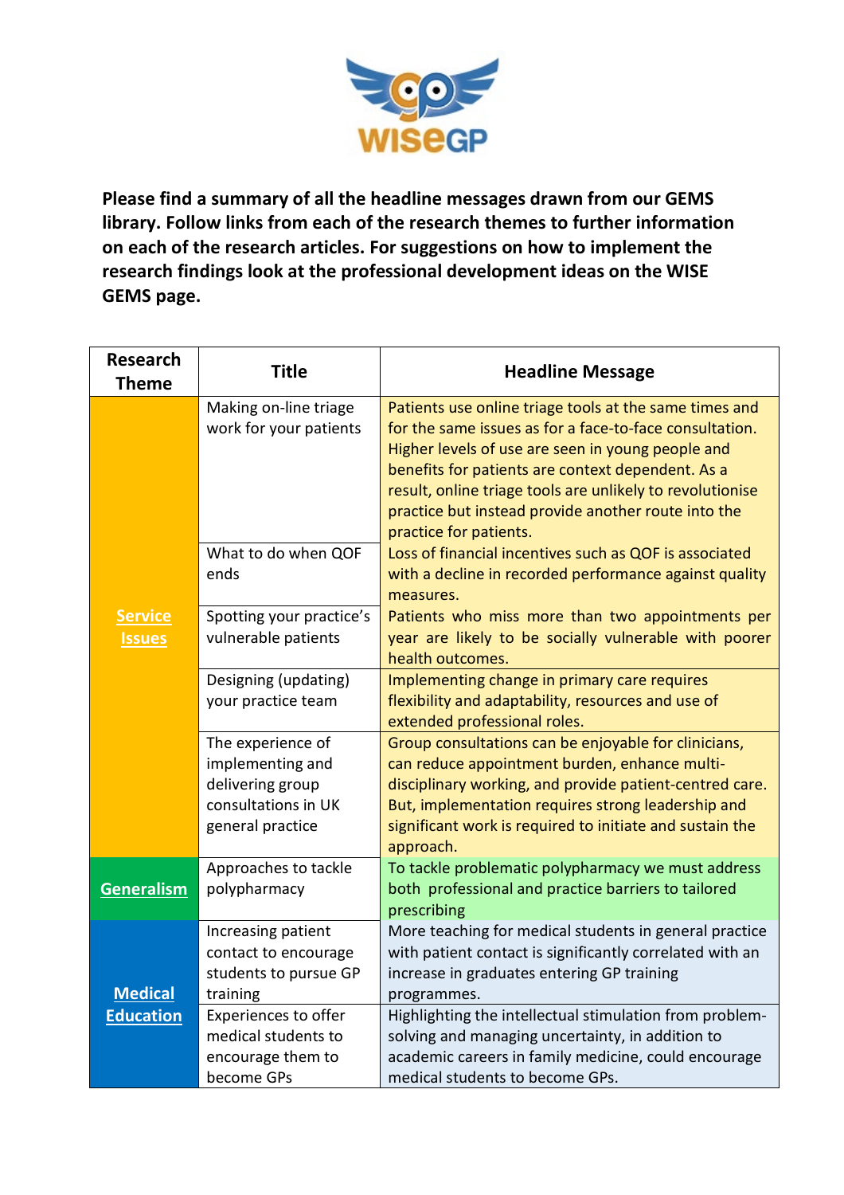**Please find a summary of all the headline messages drawn from our GEMS library. Follow links from each of the research themes to further information on each of the research articles. For suggestions on how to implement the research findings look at the professional development ideas on the WISE GEMS page.**

| Research Theme | Title | Headline Message |
|---|---|---|
| Service Issues | Making on-line triage work for your patients | Patients use online triage tools at the same times and for the same issues as for a face-to-face consultation. Higher levels of use are seen in young people and benefits for patients are context dependent. As a result, online triage tools are unlikely to revolutionise practice but instead provide another route into the practice for patients. |
| | What to do when QOF ends | Loss of financial incentives such as QOF is associated with a decline in recorded performance against quality measures. |
| | Spotting your practice's vulnerable patients | Patients who miss more than two appointments per year are likely to be socially vulnerable with poorer health outcomes. |
| | Designing (updating) your practice team | Implementing change in primary care requires flexibility and adaptability, resources and use of extended professional roles. |
| | The experience of implementing and delivering group consultations in UK general practice | Group consultations can be enjoyable for clinicians, can reduce appointment burden, enhance multi-disciplinary working, and provide patient-centred care. But, implementation requires strong leadership and significant work is required to initiate and sustain the approach. |
| Generalism | Approaches to tackle polypharmacy | To tackle problematic polypharmacy we must address both professional and practice barriers to tailored prescribing |
| Medical Education | Increasing patient contact to encourage students to pursue GP training | More teaching for medical students in general practice with patient contact is significantly correlated with an increase in graduates entering GP training programmes. |
| | Experiences to offer medical students to encourage them to become GPs | Highlighting the intellectual stimulation from problem-solving and managing uncertainty, in addition to academic careers in family medicine, could encourage medical students to become GPs. |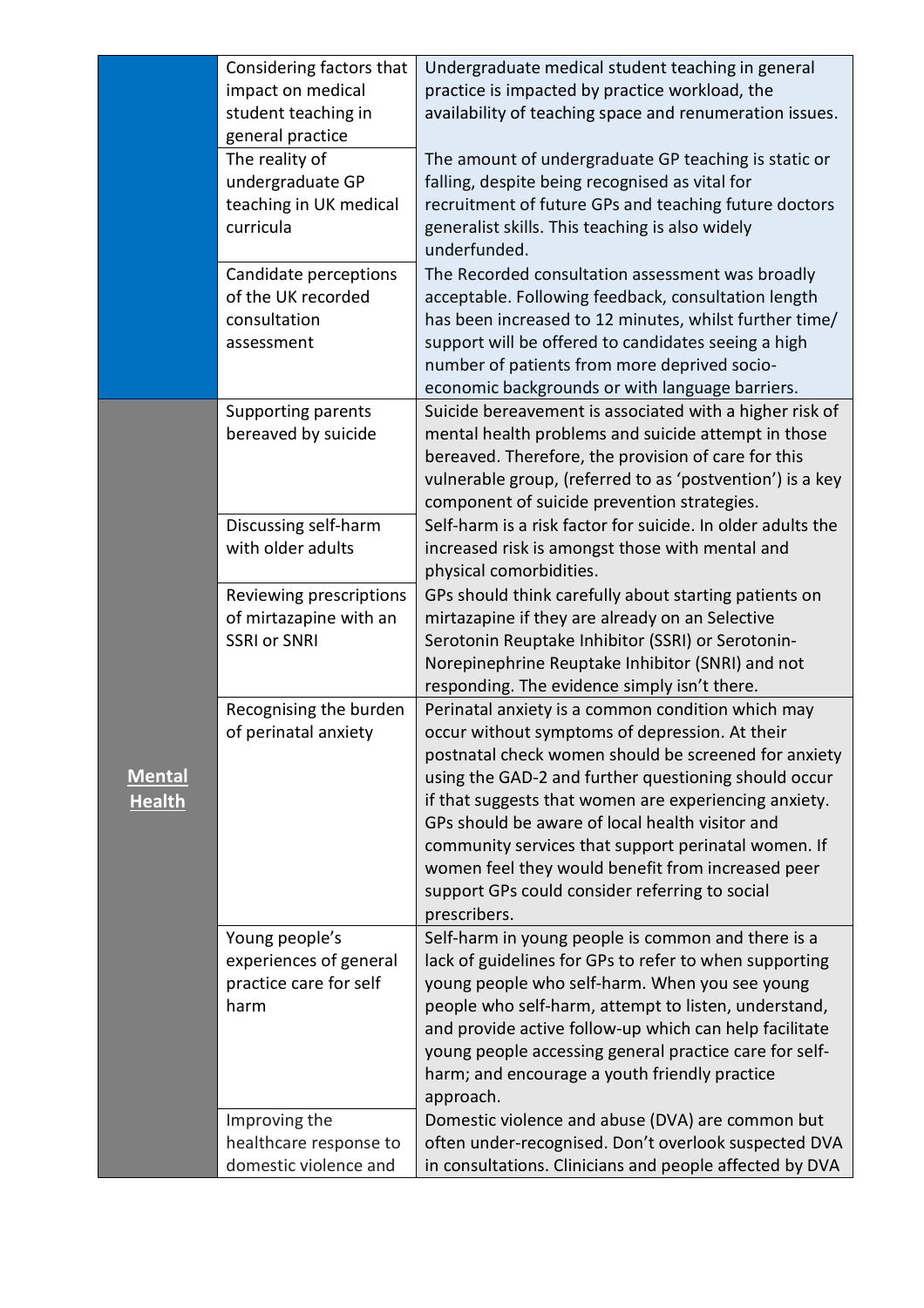| | | |
|---|---|---|
| | Considering factors that impact on medical student teaching in general practice | Undergraduate medical student teaching in general practice is impacted by practice workload, the availability of teaching space and renumeration issues. |
| | The reality of undergraduate GP teaching in UK medical curricula | The amount of undergraduate GP teaching is static or falling, despite being recognised as vital for recruitment of future GPs and teaching future doctors generalist skills. This teaching is also widely underfunded. |
| | Candidate perceptions of the UK recorded consultation assessment | The Recorded consultation assessment was broadly acceptable. Following feedback, consultation length has been increased to 12 minutes, whilst further time/ support will be offered to candidates seeing a high number of patients from more deprived socio-economic backgrounds or with language barriers. |
| **Mental Health** | Supporting parents bereaved by suicide | Suicide bereavement is associated with a higher risk of mental health problems and suicide attempt in those bereaved. Therefore, the provision of care for this vulnerable group, (referred to as 'postvention') is a key component of suicide prevention strategies. |
| | Discussing self-harm with older adults | Self-harm is a risk factor for suicide. In older adults the increased risk is amongst those with mental and physical comorbidities. |
| | Reviewing prescriptions of mirtazapine with an SSRI or SNRI | GPs should think carefully about starting patients on mirtazapine if they are already on an Selective Serotonin Reuptake Inhibitor (SSRI) or Serotonin-Norepinephrine Reuptake Inhibitor (SNRI) and not responding. The evidence simply isn't there. |
| | Recognising the burden of perinatal anxiety | Perinatal anxiety is a common condition which may occur without symptoms of depression. At their postnatal check women should be screened for anxiety using the GAD-2 and further questioning should occur if that suggests that women are experiencing anxiety. GPs should be aware of local health visitor and community services that support perinatal women. If women feel they would benefit from increased peer support GPs could consider referring to social prescribers. |
| | Young people's experiences of general practice care for self harm | Self-harm in young people is common and there is a lack of guidelines for GPs to refer to when supporting young people who self-harm. When you see young people who self-harm, attempt to listen, understand, and provide active follow-up which can help facilitate young people accessing general practice care for self-harm; and encourage a youth friendly practice approach. |
| | Improving the healthcare response to domestic violence and | Domestic violence and abuse (DVA) are common but often under-recognised. Don't overlook suspected DVA in consultations. Clinicians and people affected by DVA |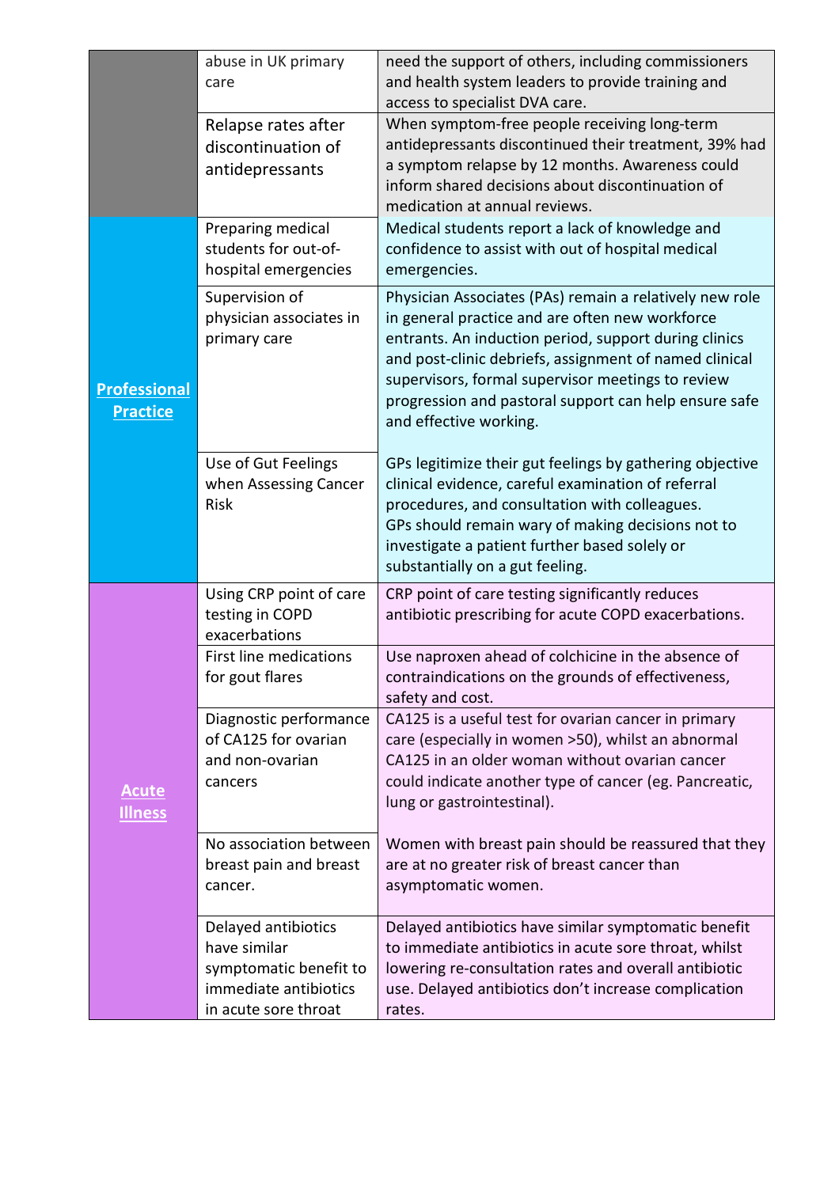| | | |
|---|---|---|
| | abuse in UK primary care | need the support of others, including commissioners and health system leaders to provide training and access to specialist DVA care. |
| | Relapse rates after discontinuation of antidepressants | When symptom-free people receiving long-term antidepressants discontinued their treatment, 39% had a symptom relapse by 12 months. Awareness could inform shared decisions about discontinuation of medication at annual reviews. |
| **Professional Practice** | Preparing medical students for out-of-hospital emergencies | Medical students report a lack of knowledge and confidence to assist with out of hospital medical emergencies. |
| | Supervision of physician associates in primary care | Physician Associates (PAs) remain a relatively new role in general practice and are often new workforce entrants. An induction period, support during clinics and post-clinic debriefs, assignment of named clinical supervisors, formal supervisor meetings to review progression and pastoral support can help ensure safe and effective working. |
| | Use of Gut Feelings when Assessing Cancer Risk | GPs legitimize their gut feelings by gathering objective clinical evidence, careful examination of referral procedures, and consultation with colleagues. GPs should remain wary of making decisions not to investigate a patient further based solely or substantially on a gut feeling. |
| **Acute Illness** | Using CRP point of care testing in COPD exacerbations | CRP point of care testing significantly reduces antibiotic prescribing for acute COPD exacerbations. |
| | First line medications for gout flares | Use naproxen ahead of colchicine in the absence of contraindications on the grounds of effectiveness, safety and cost. |
| | Diagnostic performance of CA125 for ovarian and non-ovarian cancers | CA125 is a useful test for ovarian cancer in primary care (especially in women >50), whilst an abnormal CA125 in an older woman without ovarian cancer could indicate another type of cancer (eg. Pancreatic, lung or gastrointestinal). |
| | No association between breast pain and breast cancer. | Women with breast pain should be reassured that they are at no greater risk of breast cancer than asymptomatic women. |
| | Delayed antibiotics have similar symptomatic benefit to immediate antibiotics in acute sore throat | Delayed antibiotics have similar symptomatic benefit to immediate antibiotics in acute sore throat, whilst lowering re-consultation rates and overall antibiotic use. Delayed antibiotics don't increase complication rates. |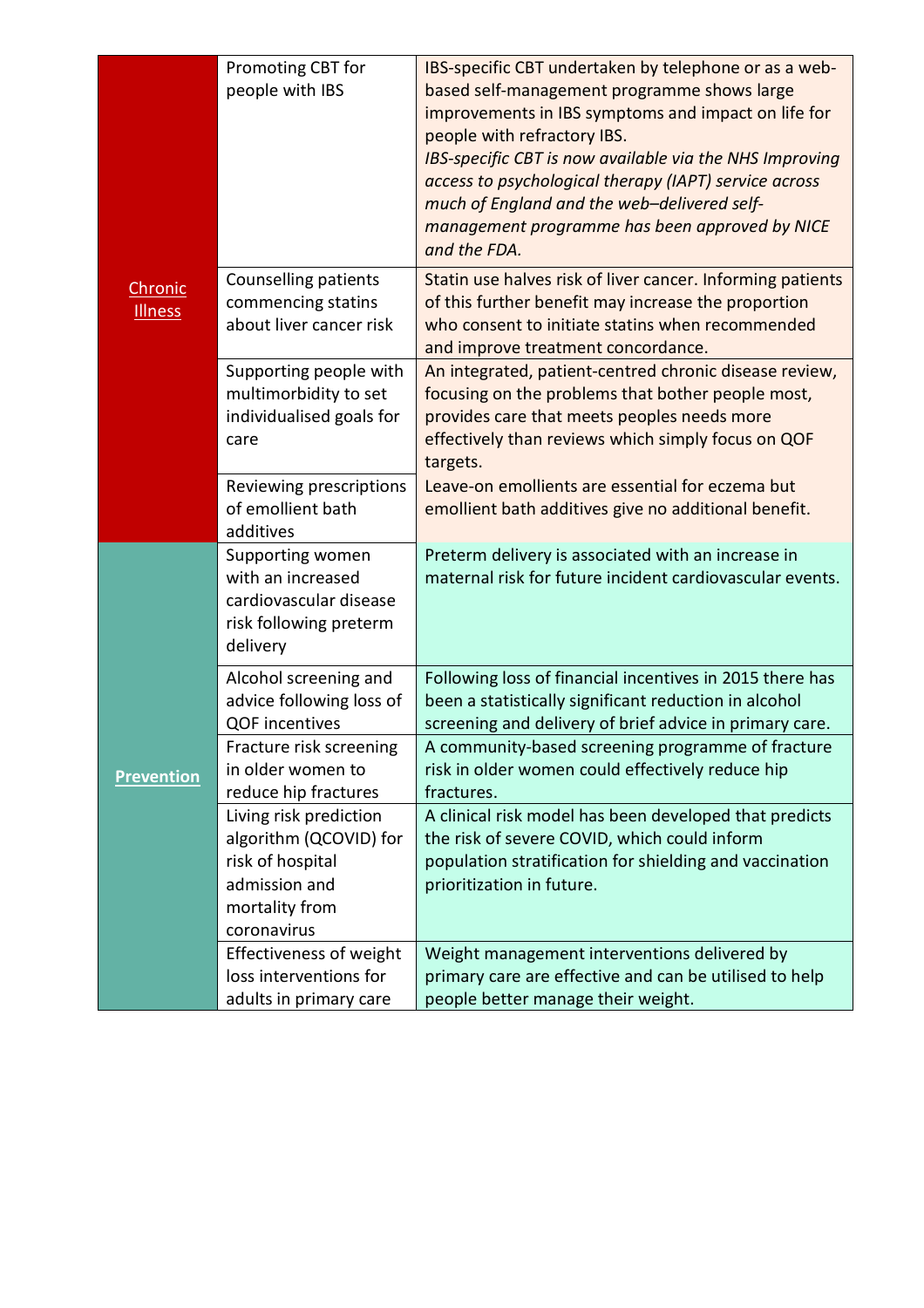| | | |
|---|---|---|
| Chronic Illness | Promoting CBT for people with IBS | IBS-specific CBT undertaken by telephone or as a web-based self-management programme shows large improvements in IBS symptoms and impact on life for people with refractory IBS. *IBS-specific CBT is now available via the NHS Improving access to psychological therapy (IAPT) service across much of England and the web–delivered self-management programme has been approved by NICE and the FDA.* |
| | Counselling patients commencing statins about liver cancer risk | Statin use halves risk of liver cancer. Informing patients of this further benefit may increase the proportion who consent to initiate statins when recommended and improve treatment concordance. |
| | Supporting people with multimorbidity to set individualised goals for care | An integrated, patient-centred chronic disease review, focusing on the problems that bother people most, provides care that meets peoples needs more effectively than reviews which simply focus on QOF targets. |
| | Reviewing prescriptions of emollient bath additives | Leave-on emollients are essential for eczema but emollient bath additives give no additional benefit. |
| **Prevention** | Supporting women with an increased cardiovascular disease risk following preterm delivery | Preterm delivery is associated with an increase in maternal risk for future incident cardiovascular events. |
| | Alcohol screening and advice following loss of QOF incentives | Following loss of financial incentives in 2015 there has been a statistically significant reduction in alcohol screening and delivery of brief advice in primary care. |
| | Fracture risk screening in older women to reduce hip fractures | A community-based screening programme of fracture risk in older women could effectively reduce hip fractures. |
| | Living risk prediction algorithm (QCOVID) for risk of hospital admission and mortality from coronavirus | A clinical risk model has been developed that predicts the risk of severe COVID, which could inform population stratification for shielding and vaccination prioritization in future. |
| | Effectiveness of weight loss interventions for adults in primary care | Weight management interventions delivered by primary care are effective and can be utilised to help people better manage their weight. |